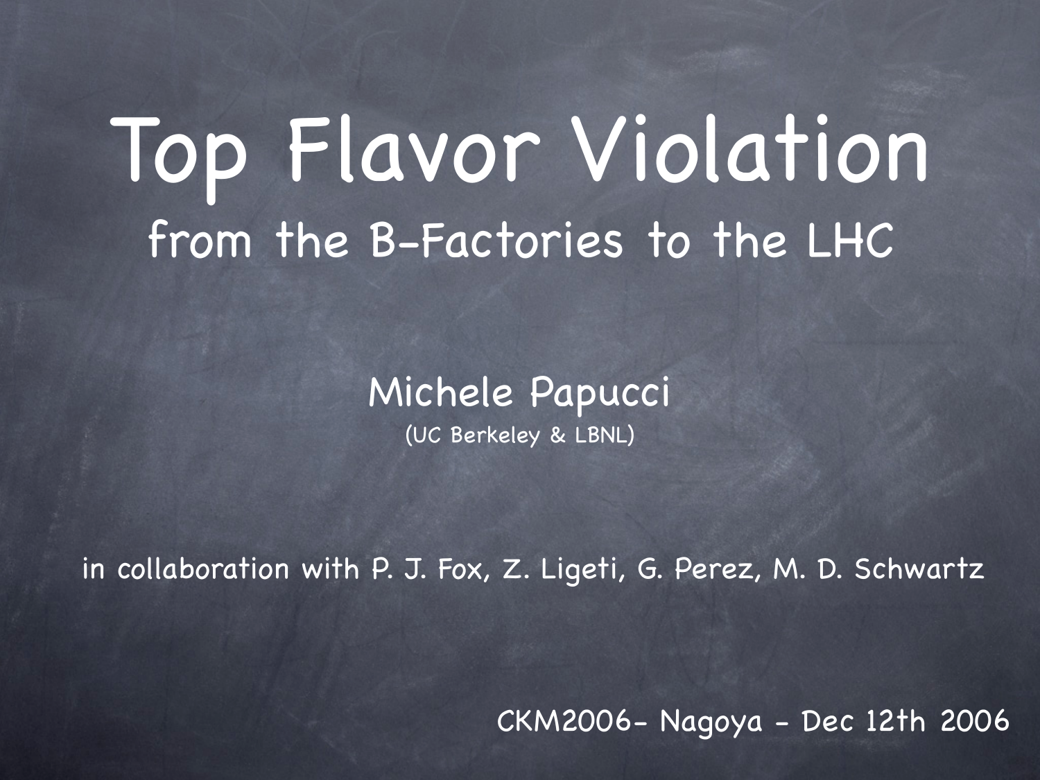# Top Flavor Violation

## from the B-Factories to the LHC

Michele Papucci

(UC Berkeley & LBNL)

in collaboration with P. J. Fox, Z. Ligeti, G. Perez, M. D. Schwartz

CKM2006- Nagoya - Dec 12th 2006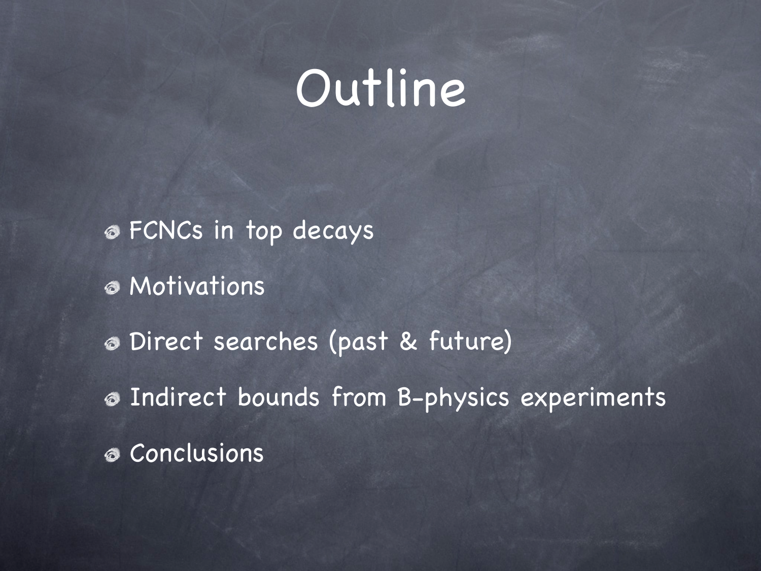# Outline

- FCNCs in top decays
- Motivations
- Direct searches (past & future)
- Indirect bounds from B-physics experiments
- Conclusions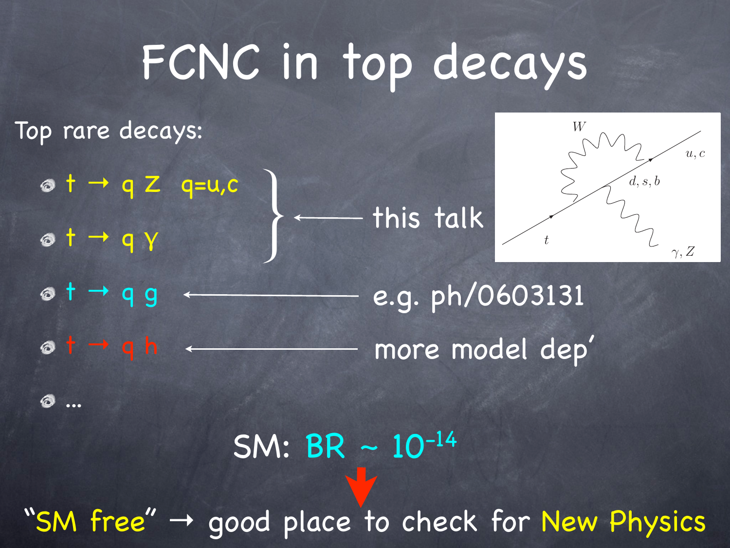# FCNC in top decays

Top rare decays:

- $t \to q\,Z$ $q=u,c$
- $t \to q\,\gamma$

} ⟵ this talk

- $t \to q\,g$ ⟵ e.g. ph/0603131
- $t \to q\,h$ ⟵ more model dep'
- ...

SM: BR ~ $10^{-14}$

"SM free" → good place to check for New Physics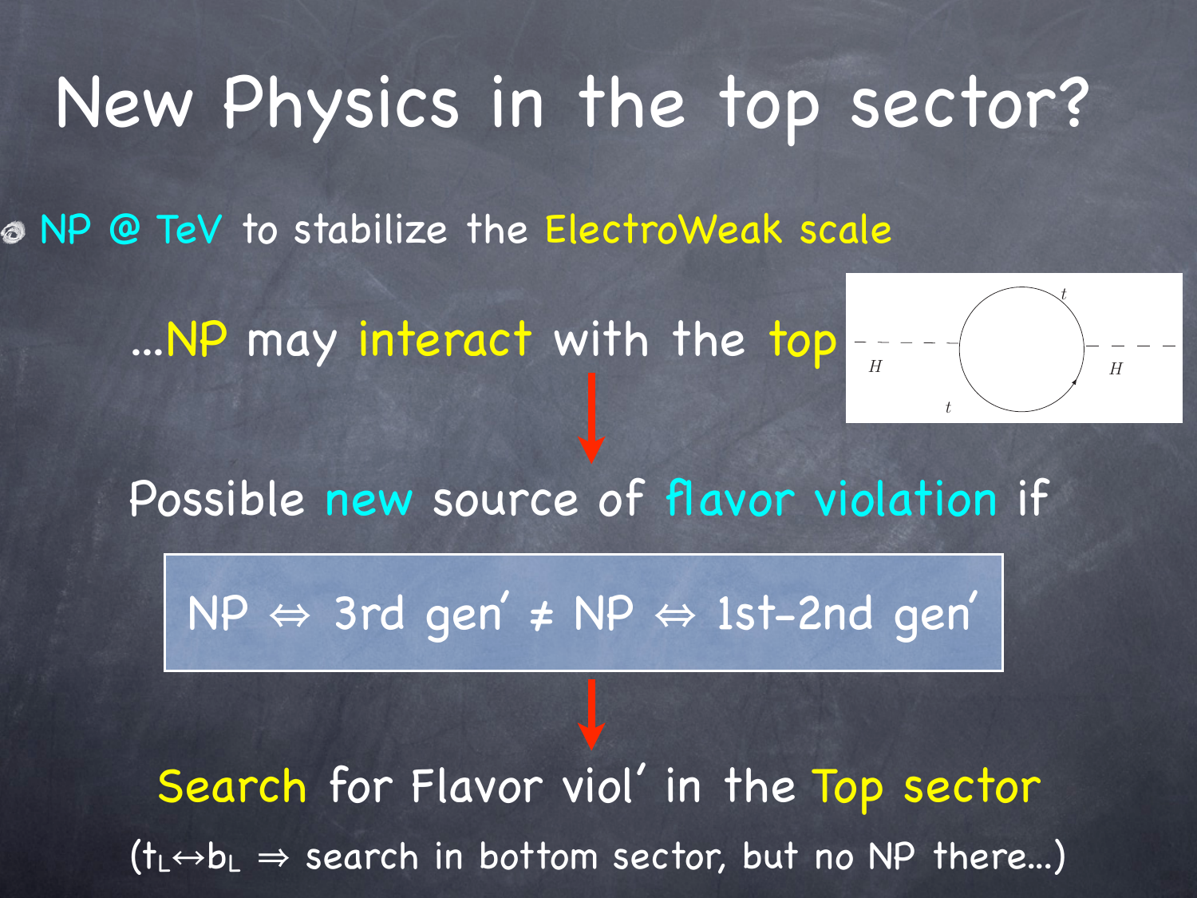# New Physics in the top sector?

- NP @ TeV to stabilize the ElectroWeak scale

...NP may interact with the top

Possible new source of flavor violation if

NP ⇔ 3rd gen' ≠ NP ⇔ 1st-2nd gen'

Search for Flavor viol' in the Top sector

($t_L \leftrightarrow b_L$ ⇒ search in bottom sector, but no NP there...)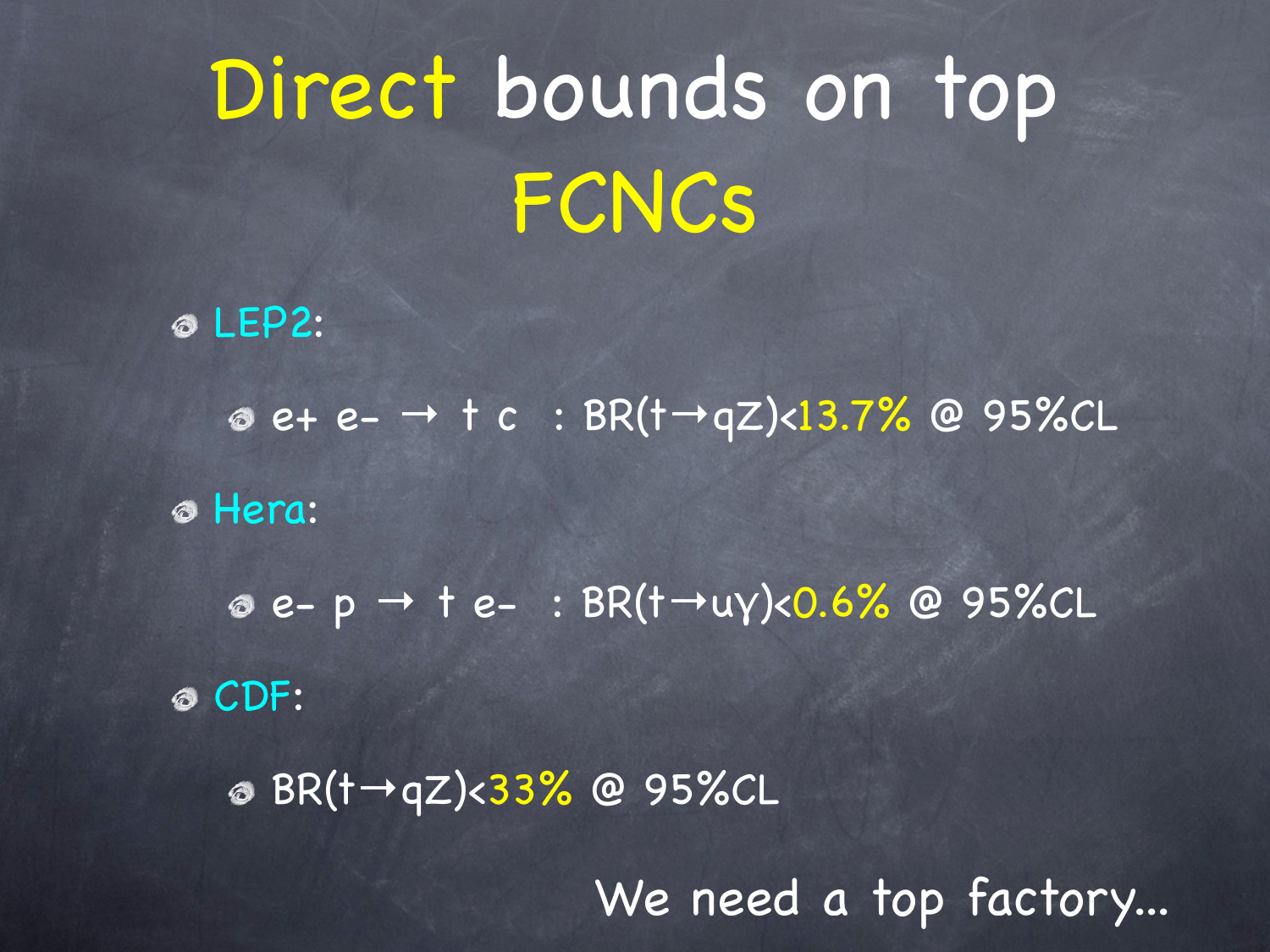# Direct bounds on top FCNCs

- LEP2:
  - $e^+ e^- \to t\, c$ : $BR(t \to qZ) < 13.7\%$ @ 95%CL
- Hera:
  - $e^- p \to t\, e^-$ : $BR(t \to u\gamma) < 0.6\%$ @ 95%CL
- CDF:
  - $BR(t \to qZ) < 33\%$ @ 95%CL

We need a top factory...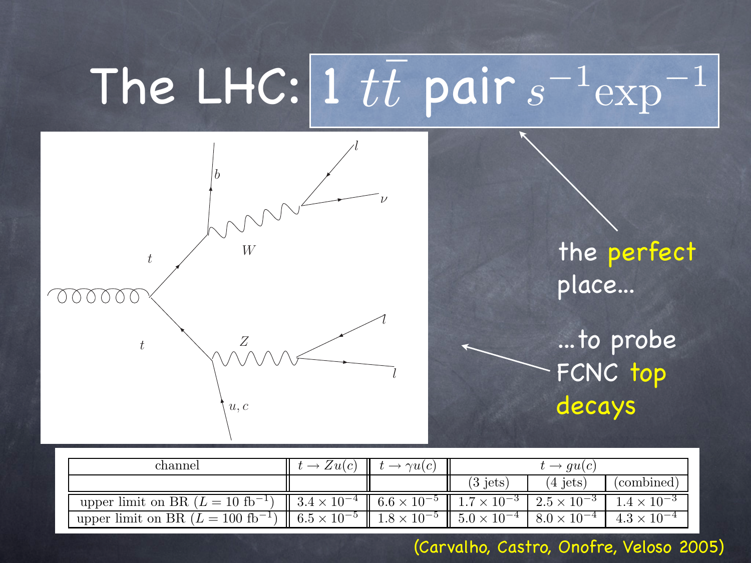# The LHC: $1\ t\bar{t}$ pair $s^{-1}\text{exp}^{-1}$

the perfect place…

…to probe FCNC top decays

| channel | $t \to Zu(c)$ | $t \to \gamma u(c)$ | $t \to gu(c)$ | | |
|---|---|---|---|---|---|
| | | | (3 jets) | (4 jets) | (combined) |
| upper limit on BR ($L = 10$ fb$^{-1}$) | $3.4 \times 10^{-4}$ | $6.6 \times 10^{-5}$ | $1.7 \times 10^{-3}$ | $2.5 \times 10^{-3}$ | $1.4 \times 10^{-3}$ |
| upper limit on BR ($L = 100$ fb$^{-1}$) | $6.5 \times 10^{-5}$ | $1.8 \times 10^{-5}$ | $5.0 \times 10^{-4}$ | $8.0 \times 10^{-4}$ | $4.3 \times 10^{-4}$ |

(Carvalho, Castro, Onofre, Veloso 2005)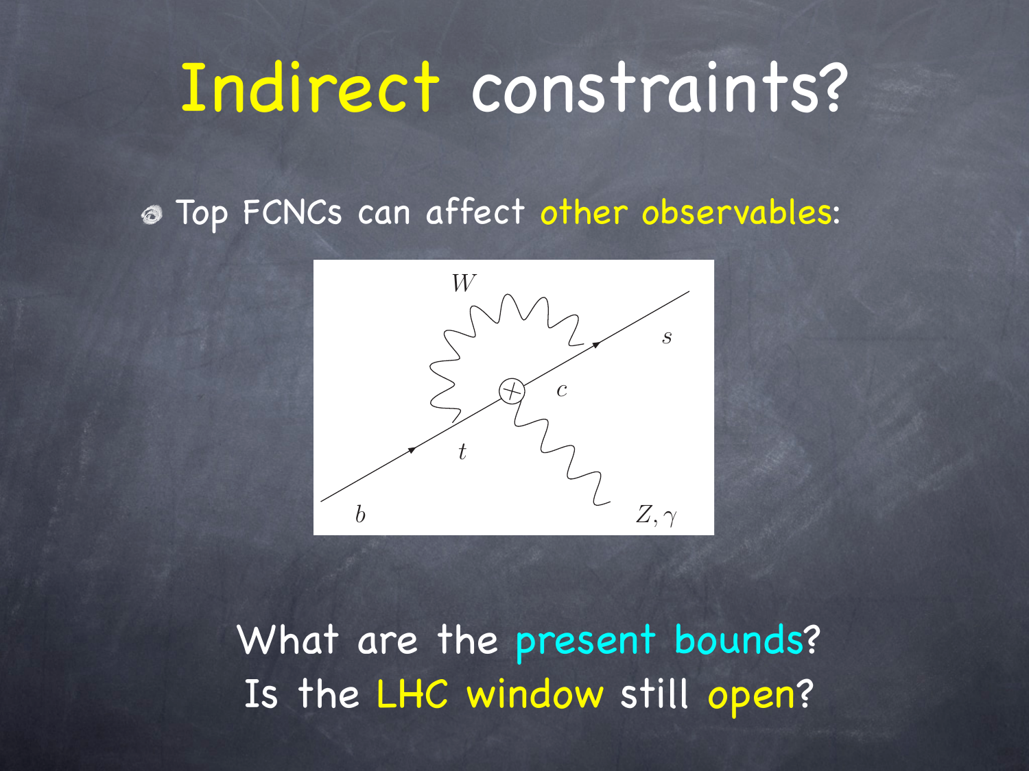# Indirect constraints?

- Top FCNCs can affect other observables:

What are the present bounds?
Is the LHC window still open?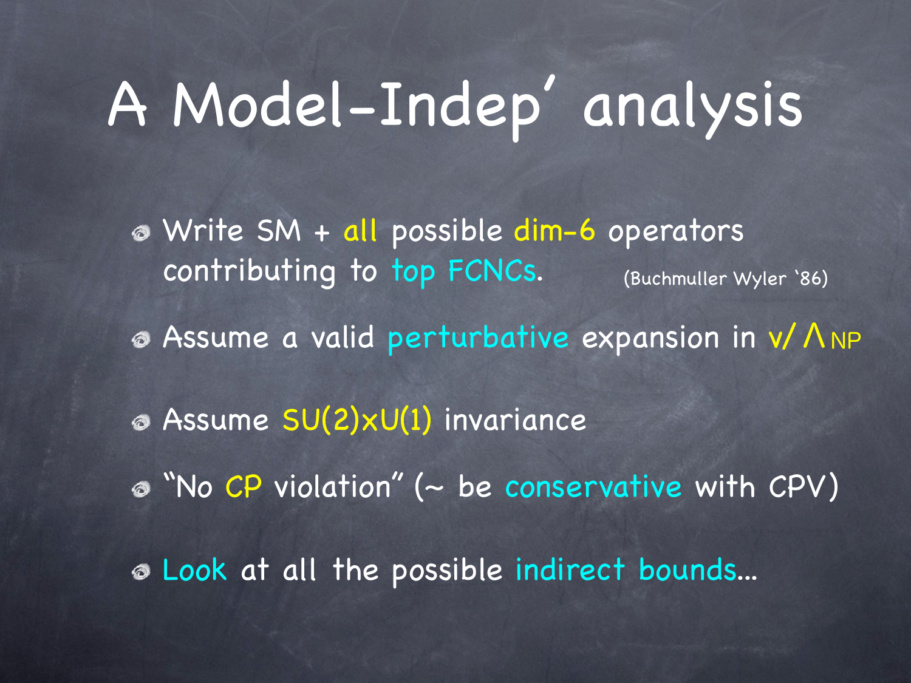# A Model-Indep' analysis

- Write SM + all possible dim-6 operators contributing to top FCNCs. (Buchmuller Wyler '86)
- Assume a valid perturbative expansion in $v/\Lambda_{NP}$
- Assume SU(2)xU(1) invariance
- "No CP violation" (~ be conservative with CPV)
- Look at all the possible indirect bounds...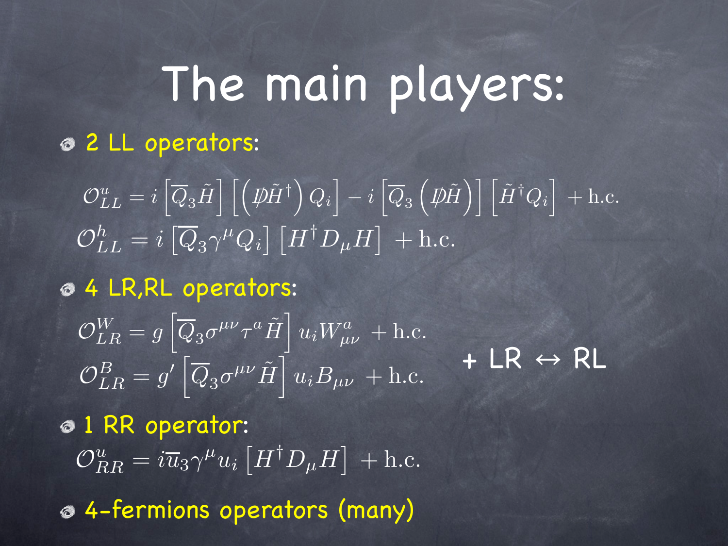# The main players:

- 2 LL operators:

$$\mathcal{O}^u_{LL} = i\left[\overline{Q}_3\tilde{H}\right]\left[\left(\not{D}\tilde{H}^\dagger\right)Q_i\right] - i\left[\overline{Q}_3\left(\not{D}\tilde{H}\right)\right]\left[\tilde{H}^\dagger Q_i\right] + \text{h.c.}$$

$$\mathcal{O}^h_{LL} = i\left[\overline{Q}_3\gamma^\mu Q_i\right]\left[H^\dagger D_\mu H\right] + \text{h.c.}$$

- 4 LR,RL operators:

$$\mathcal{O}^W_{LR} = g\left[\overline{Q}_3\sigma^{\mu\nu}\tau^a\tilde{H}\right]u_i W^a_{\mu\nu} + \text{h.c.}$$

$$\mathcal{O}^B_{LR} = g'\left[\overline{Q}_3\sigma^{\mu\nu}\tilde{H}\right]u_i B_{\mu\nu} + \text{h.c.}$$

+ LR ↔ RL

- 1 RR operator:

$$\mathcal{O}^u_{RR} = i\overline{u}_3\gamma^\mu u_i\left[H^\dagger D_\mu H\right] + \text{h.c.}$$

- 4-fermions operators (many)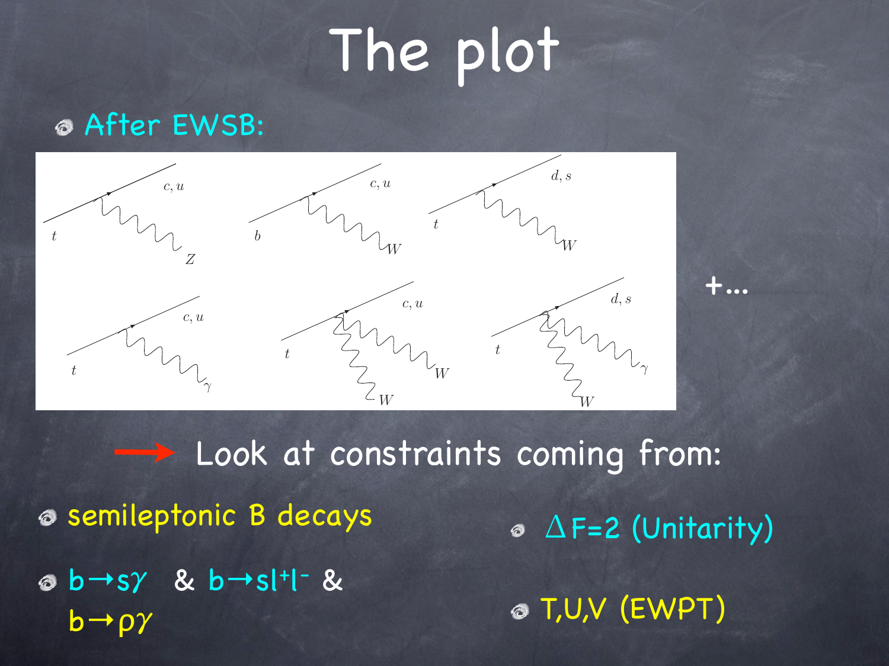# The plot

- After EWSB:

+...

→ Look at constraints coming from:

- semileptonic B decays
- $b \to s\gamma$ & $b \to s l^+ l^-$ & $b \to \rho\gamma$
- $\Delta F=2$ (Unitarity)
- T,U,V (EWPT)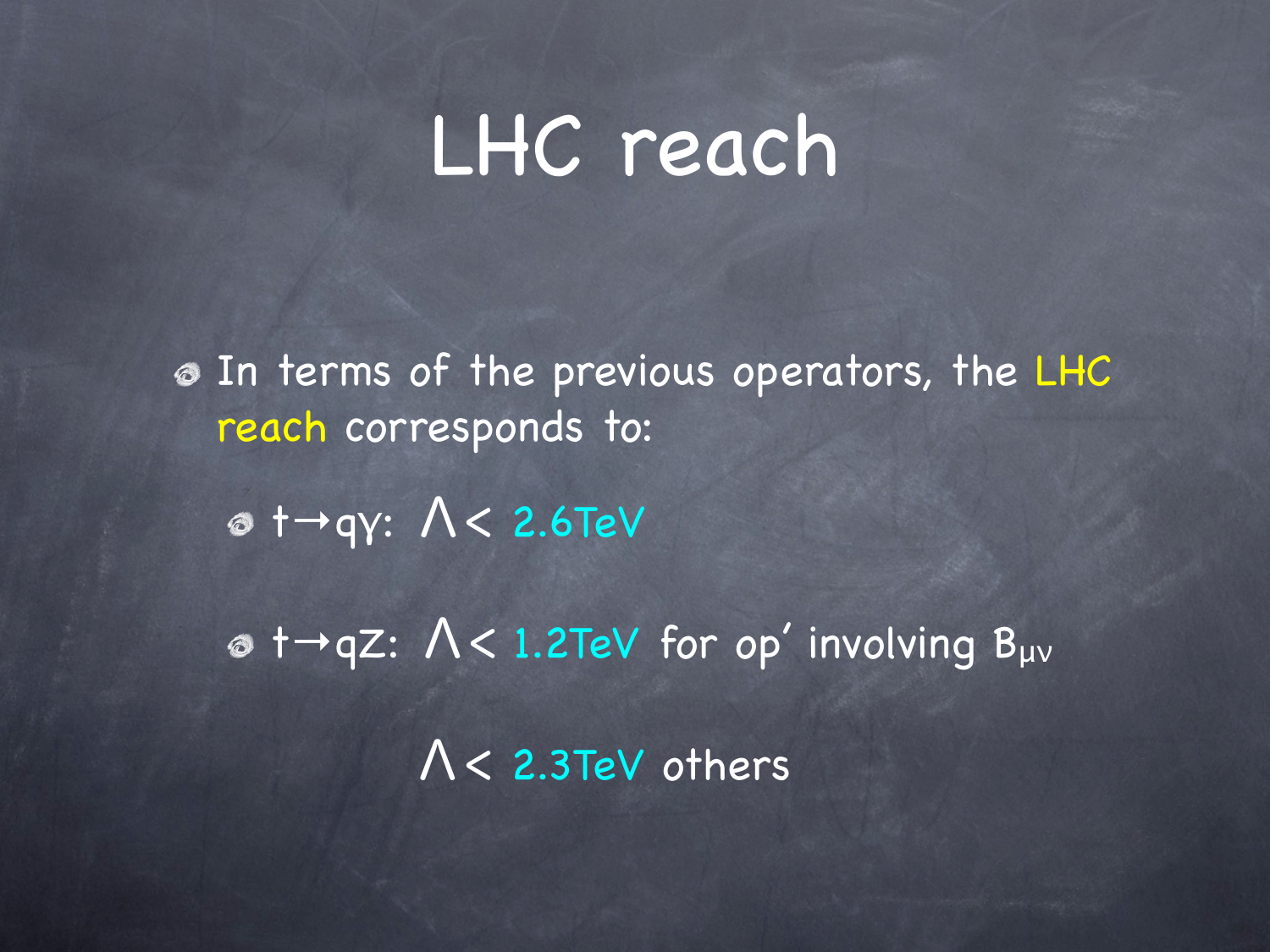# LHC reach

- In terms of the previous operators, the LHC reach corresponds to:
  - $t \to q\gamma$: $\Lambda <$ 2.6TeV
  - $t \to qZ$: $\Lambda <$ 1.2TeV for op' involving $B_{\mu\nu}$

    $\Lambda <$ 2.3TeV others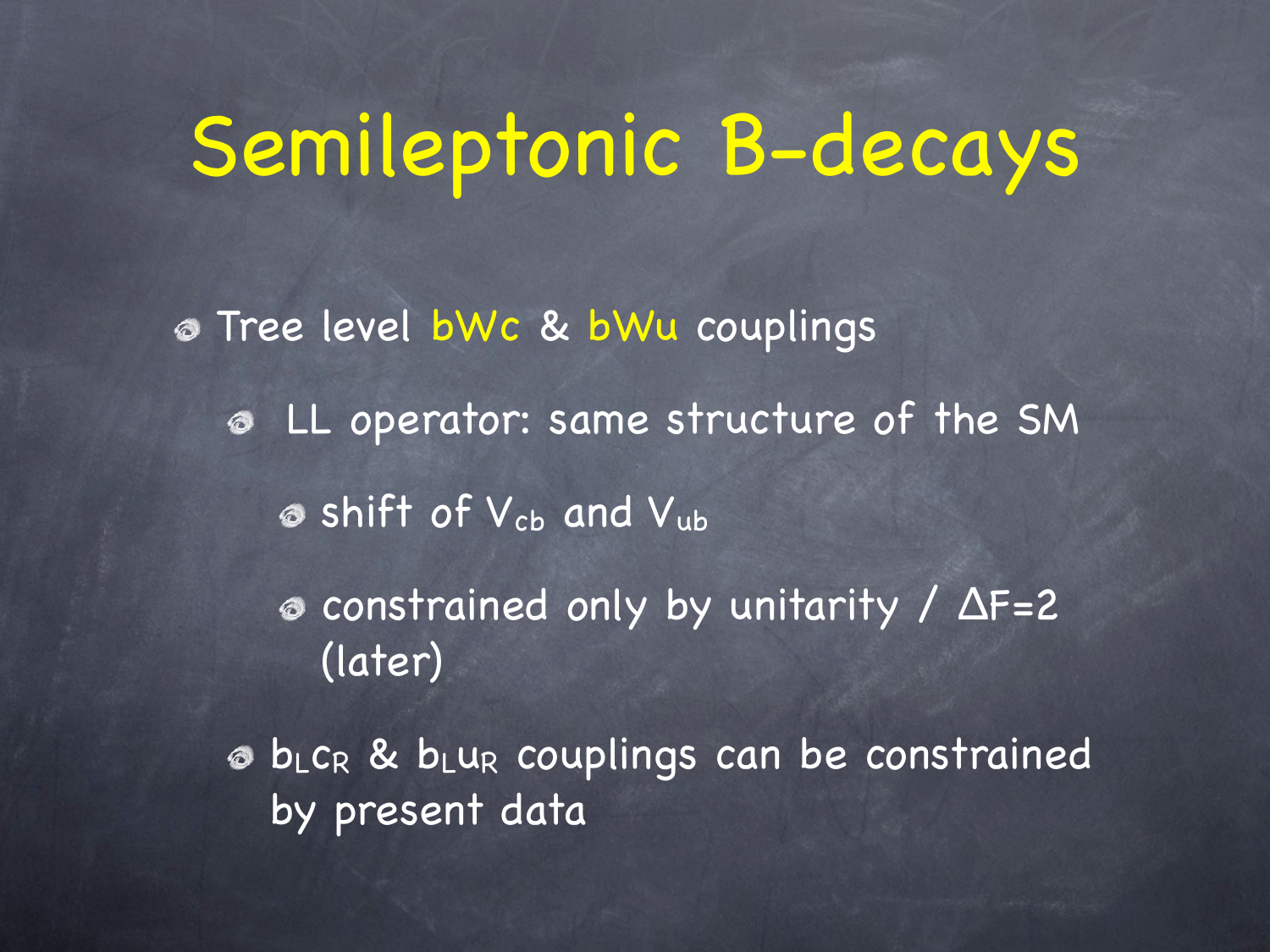# Semileptonic B-decays

- Tree level bWc & bWu couplings
  - LL operator: same structure of the SM
    - shift of $V_{cb}$ and $V_{ub}$
    - constrained only by unitarity / $\Delta F=2$ (later)
  - $b_L c_R$ & $b_L u_R$ couplings can be constrained by present data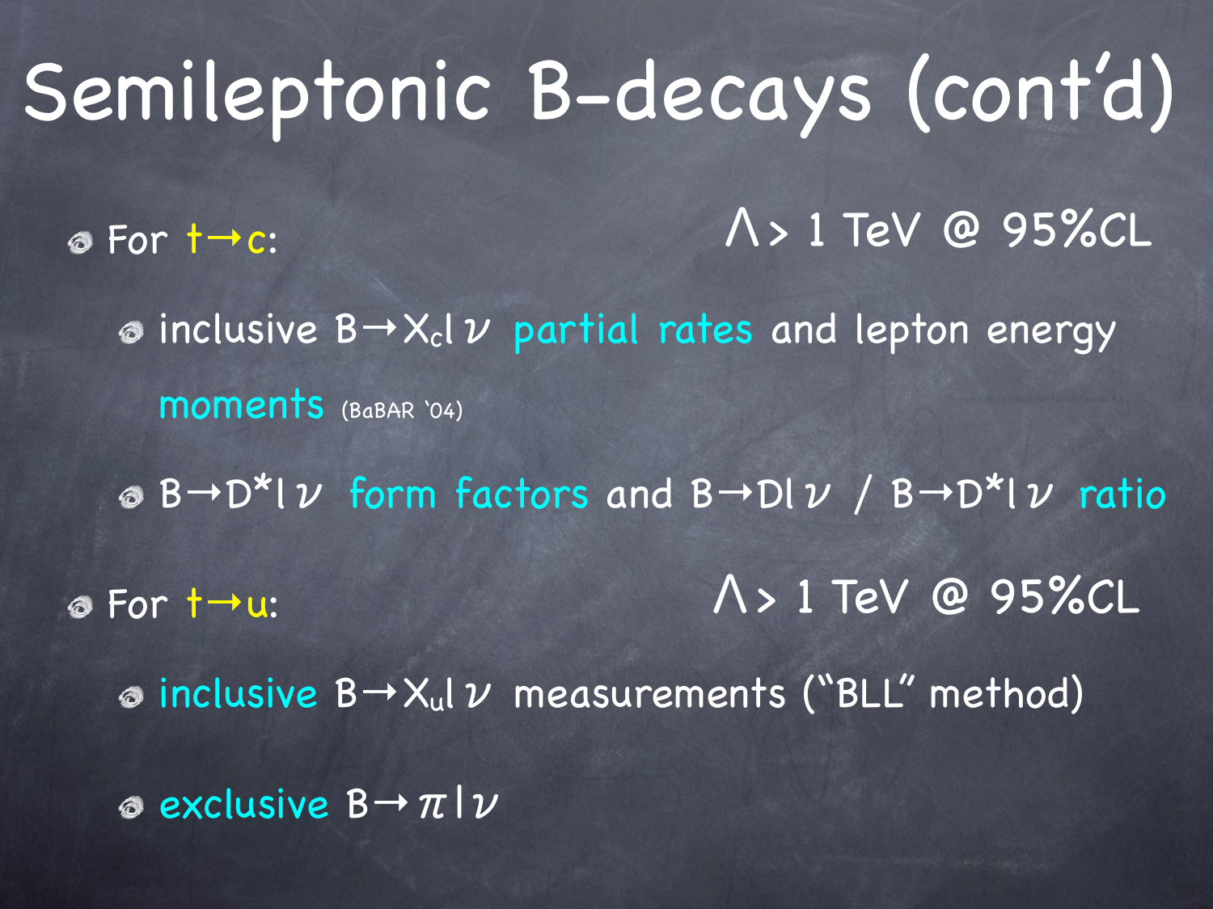# Semileptonic B-decays (cont'd)

- For $t \to c$: $\Lambda > 1$ TeV @ 95%CL
  - inclusive $B \to X_c l \nu$ partial rates and lepton energy moments (BaBAR '04)
  - $B \to D^* l \nu$ form factors and $B \to D l \nu$ / $B \to D^* l \nu$ ratio
- For $t \to u$: $\Lambda > 1$ TeV @ 95%CL
  - inclusive $B \to X_u l \nu$ measurements ("BLL" method)
  - exclusive $B \to \pi l \nu$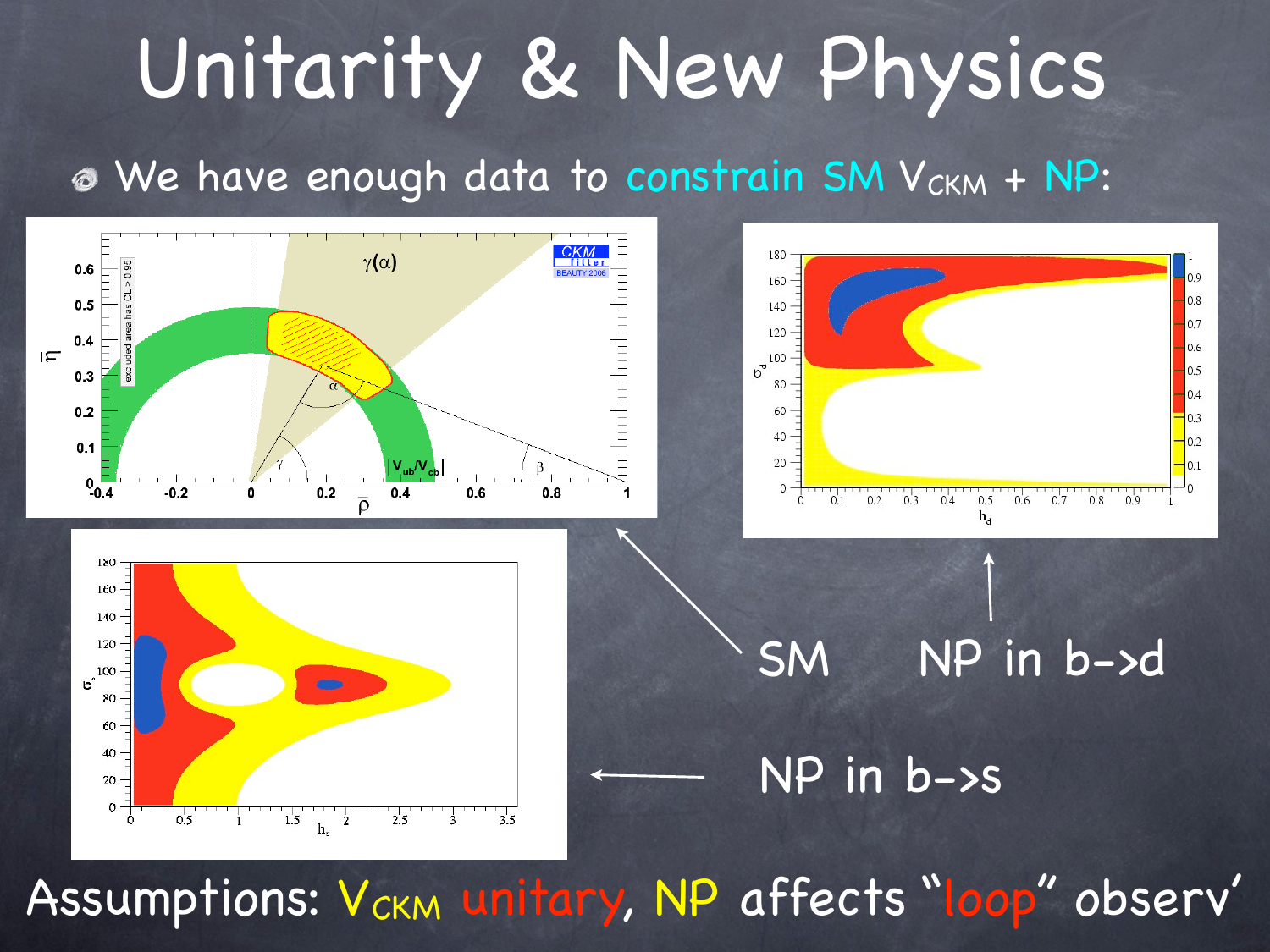# Unitarity & New Physics

- We have enough data to constrain SM $V_{CKM}$ + NP:

SM

NP in b->d

NP in b->s

Assumptions: $V_{CKM}$ unitary, NP affects "loop" observ'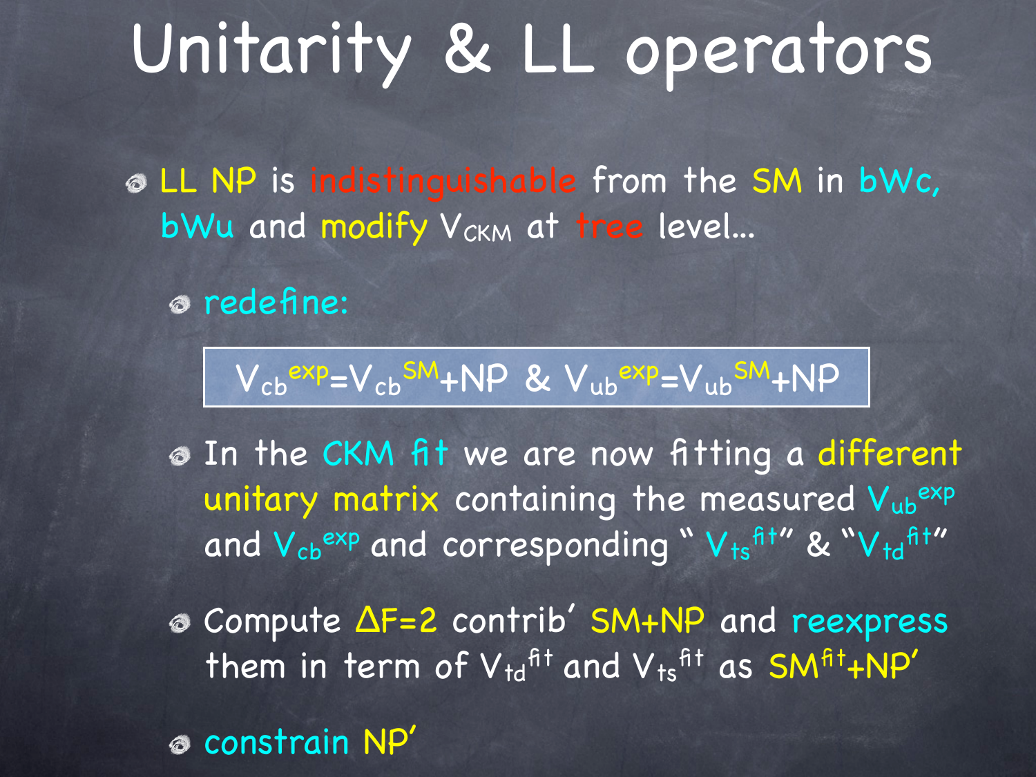# Unitarity & LL operators

- LL NP is indistinguishable from the SM in bWc, bWu and modify $V_{CKM}$ at tree level...
  - redefine:

$$V_{cb}^{exp}=V_{cb}^{SM}+NP \ \& \ V_{ub}^{exp}=V_{ub}^{SM}+NP$$

  - In the CKM fit we are now fitting a different unitary matrix containing the measured $V_{ub}^{exp}$ and $V_{cb}^{exp}$ and corresponding " $V_{ts}^{fit}$" & "$V_{td}^{fit}$"
  - Compute $\Delta F=2$ contrib' SM+NP and reexpress them in term of $V_{td}^{fit}$ and $V_{ts}^{fit}$ as $SM^{fit}+NP'$
  - constrain NP'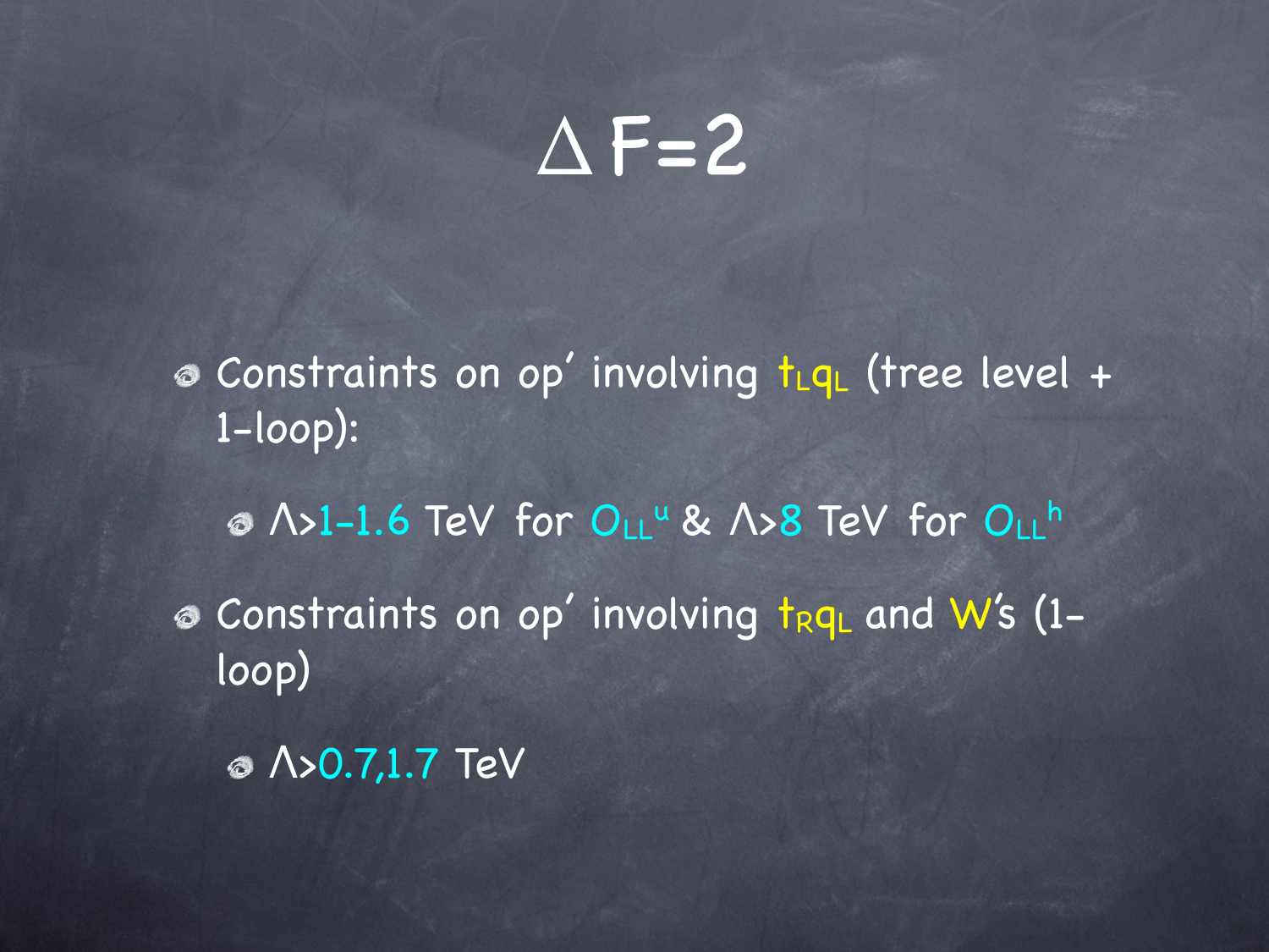# $\Delta F=2$

- Constraints on op' involving $t_L q_L$ (tree level + 1-loop):
  - $\Lambda$>1-1.6 TeV for $O_{LL}^u$ & $\Lambda$>8 TeV for $O_{LL}^h$
- Constraints on op' involving $t_R q_L$ and W's (1-loop)
  - $\Lambda$>0.7,1.7 TeV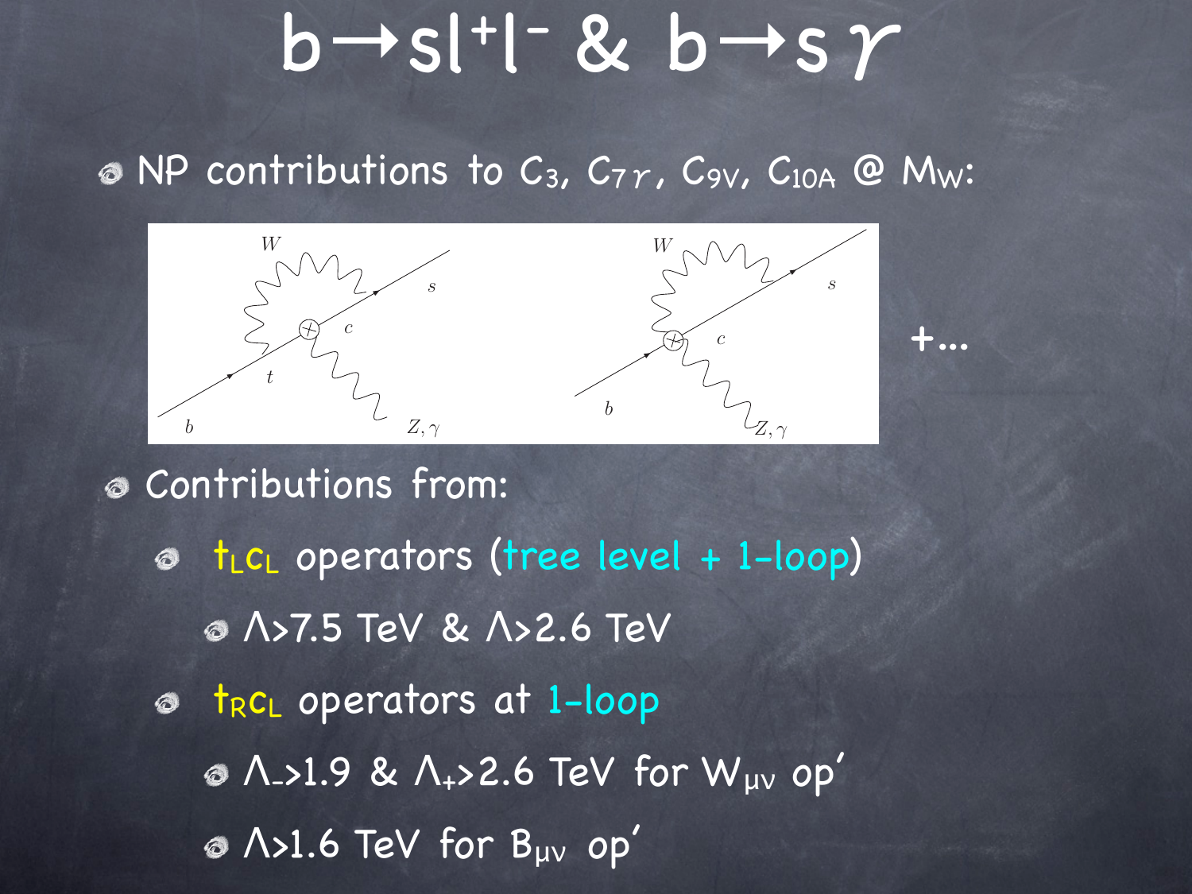# $b \to s l^+ l^-$ & $b \to s \gamma$

- NP contributions to $C_3$, $C_{7\gamma}$, $C_{9V}$, $C_{10A}$ @ $M_W$:

+...

- Contributions from:
  - $t_L c_L$ operators (tree level + 1-loop)
    - $\Lambda > 7.5$ TeV & $\Lambda > 2.6$ TeV
  - $t_R c_L$ operators at 1-loop
    - $\Lambda_- > 1.9$ & $\Lambda_+ > 2.6$ TeV for $W_{\mu\nu}$ op'
    - $\Lambda > 1.6$ TeV for $B_{\mu\nu}$ op'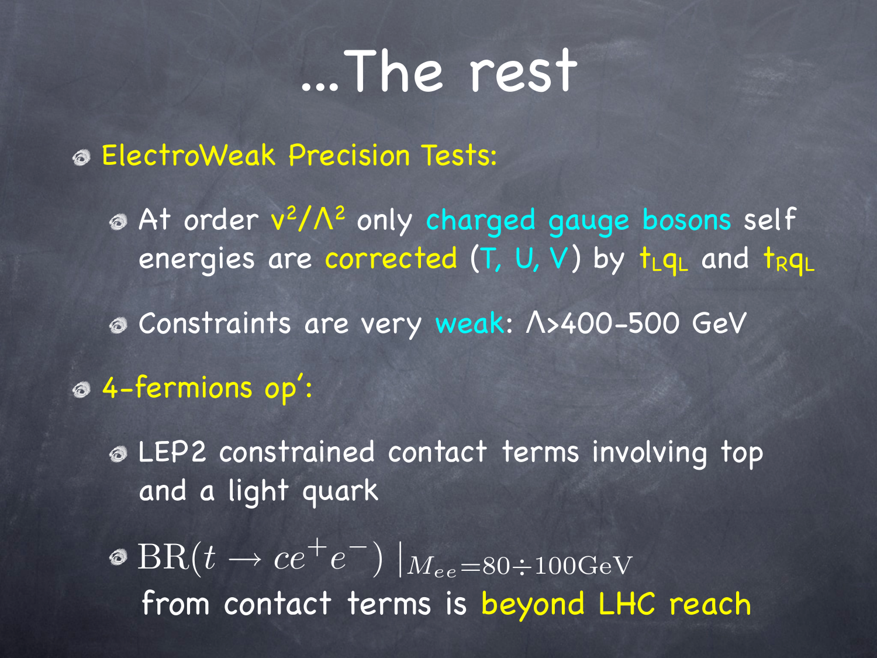# ...The rest

- ElectroWeak Precision Tests:
  - At order $v^2/\Lambda^2$ only charged gauge bosons self energies are corrected (T, U, V) by $t_L q_L$ and $t_R q_L$
  - Constraints are very weak: $\Lambda$>400-500 GeV
- 4-fermions op':
  - LEP2 constrained contact terms involving top and a light quark
  - $\mathrm{BR}(t \to c e^+ e^-) \,|_{M_{ee}=80 \div 100 \mathrm{GeV}}$ from contact terms is beyond LHC reach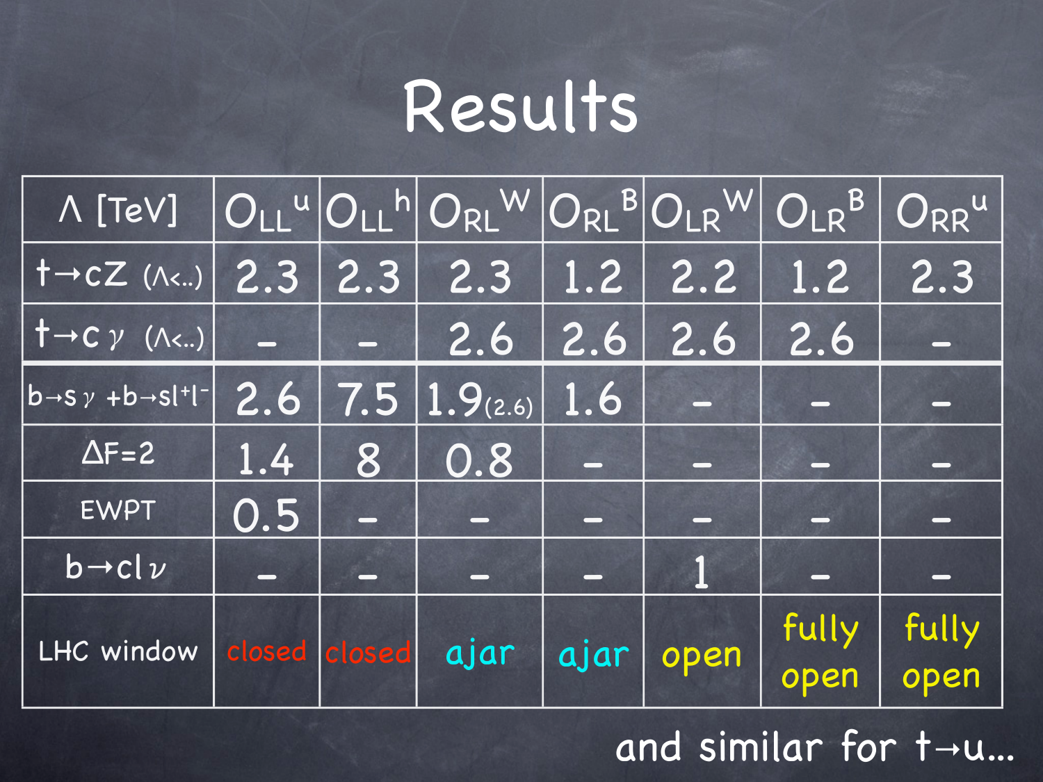# Results

| $\Lambda$ [TeV] | $O_{LL}^{u}$ | $O_{LL}^{h}$ | $O_{RL}^{W}$ | $O_{RL}^{B}$ | $O_{LR}^{W}$ | $O_{LR}^{B}$ | $O_{RR}^{u}$ |
|---|---|---|---|---|---|---|---|
| $t \to cZ$ ($\Lambda$<..) | 2.3 | 2.3 | 2.3 | 1.2 | 2.2 | 1.2 | 2.3 |
| $t \to c\gamma$ ($\Lambda$<..) | – | – | 2.6 | 2.6 | 2.6 | 2.6 | – |
| $b \to s\gamma + b \to sl^+l^-$ | 2.6 | 7.5 | 1.9(2.6) | 1.6 | – | – | – |
| $\Delta F=2$ | 1.4 | 8 | 0.8 | – | – | – | – |
| EWPT | 0.5 | – | – | – | – | – | – |
| $b \to cl\nu$ | – | – | – | – | 1 | – | – |
| LHC window | closed | closed | ajar | ajar | open | fully open | fully open |

and similar for $t \to u$...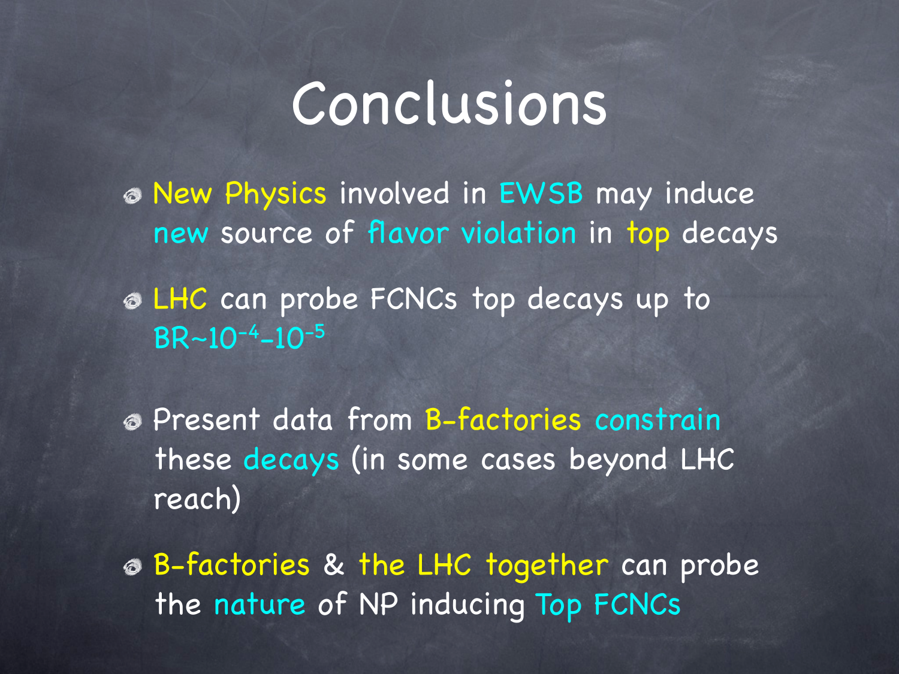# Conclusions

- New Physics involved in EWSB may induce new source of flavor violation in top decays
- LHC can probe FCNCs top decays up to $BR \sim 10^{-4} - 10^{-5}$
- Present data from B-factories constrain these decays (in some cases beyond LHC reach)
- B-factories & the LHC together can probe the nature of NP inducing Top FCNCs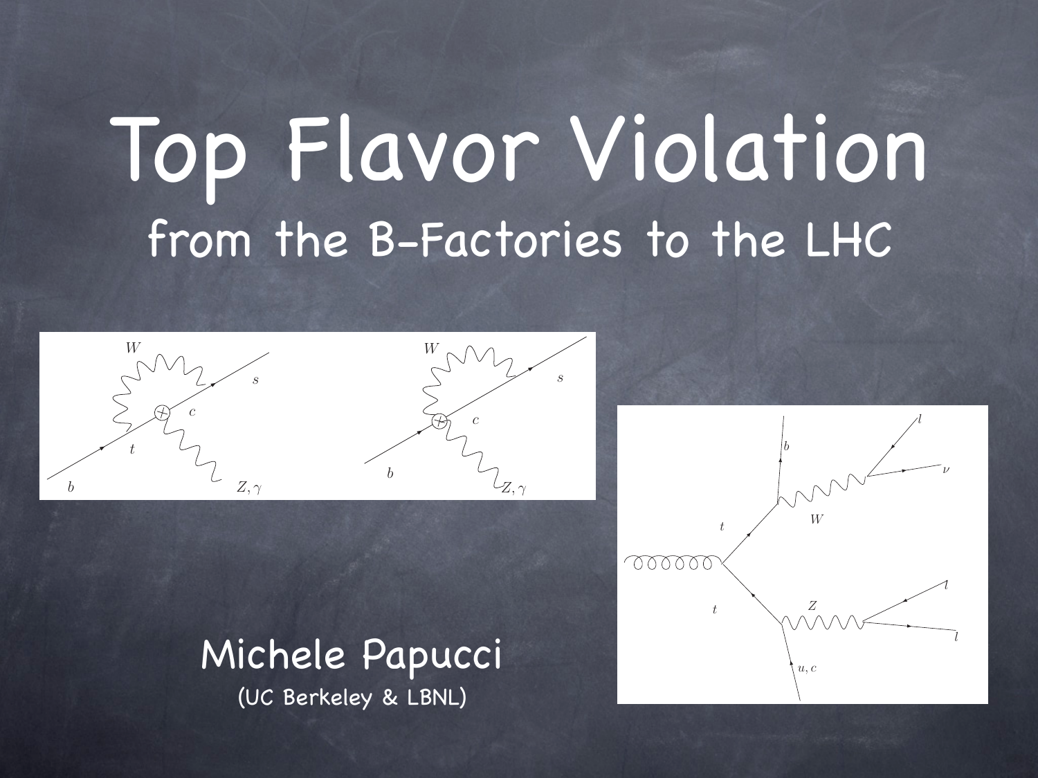# Top Flavor Violation

## from the B-Factories to the LHC

Michele Papucci

(UC Berkeley & LBNL)